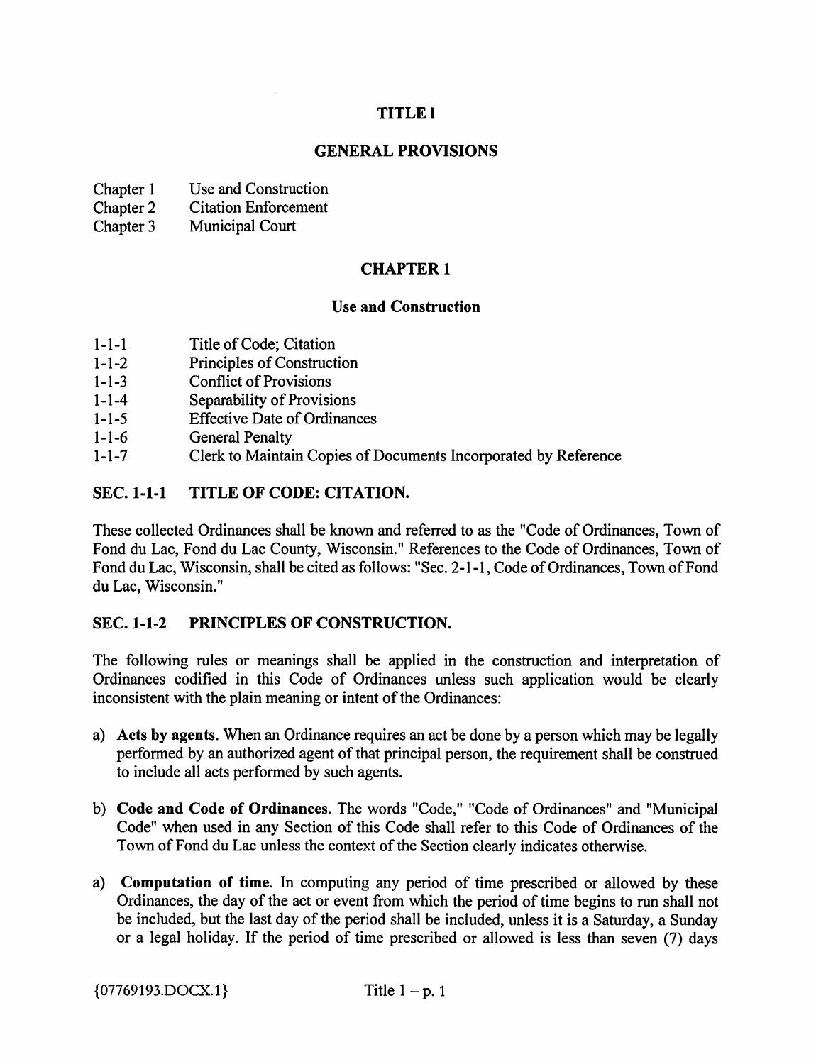# TITLE I

# GENERAL PROVISIONS

Chapter 1 Use and Construction
Chapter 2 Citation Enforcement
Chapter 3 Municipal Court

## CHAPTER 1

### Use and Construction

1-1-1 Title of Code; Citation
1-1-2 Principles of Construction
1-1-3 Conflict of Provisions
1-1-4 Separability of Provisions
1-1-5 Effective Date of Ordinances
1-1-6 General Penalty
1-1-7 Clerk to Maintain Copies of Documents Incorporated by Reference

### SEC. 1-1-1 TITLE OF CODE: CITATION.

These collected Ordinances shall be known and referred to as the "Code of Ordinances, Town of Fond du Lac, Fond du Lac County, Wisconsin." References to the Code of Ordinances, Town of Fond du Lac, Wisconsin, shall be cited as follows: "Sec. 2-1-1, Code of Ordinances, Town of Fond du Lac, Wisconsin."

### SEC. 1-1-2 PRINCIPLES OF CONSTRUCTION.

The following rules or meanings shall be applied in the construction and interpretation of Ordinances codified in this Code of Ordinances unless such application would be clearly inconsistent with the plain meaning or intent of the Ordinances:

a) **Acts by agents**. When an Ordinance requires an act be done by a person which may be legally performed by an authorized agent of that principal person, the requirement shall be construed to include all acts performed by such agents.

b) **Code and Code of Ordinances**. The words "Code," "Code of Ordinances" and "Municipal Code" when used in any Section of this Code shall refer to this Code of Ordinances of the Town of Fond du Lac unless the context of the Section clearly indicates otherwise.

a) **Computation of time**. In computing any period of time prescribed or allowed by these Ordinances, the day of the act or event from which the period of time begins to run shall not be included, but the last day of the period shall be included, unless it is a Saturday, a Sunday or a legal holiday. If the period of time prescribed or allowed is less than seven (7) days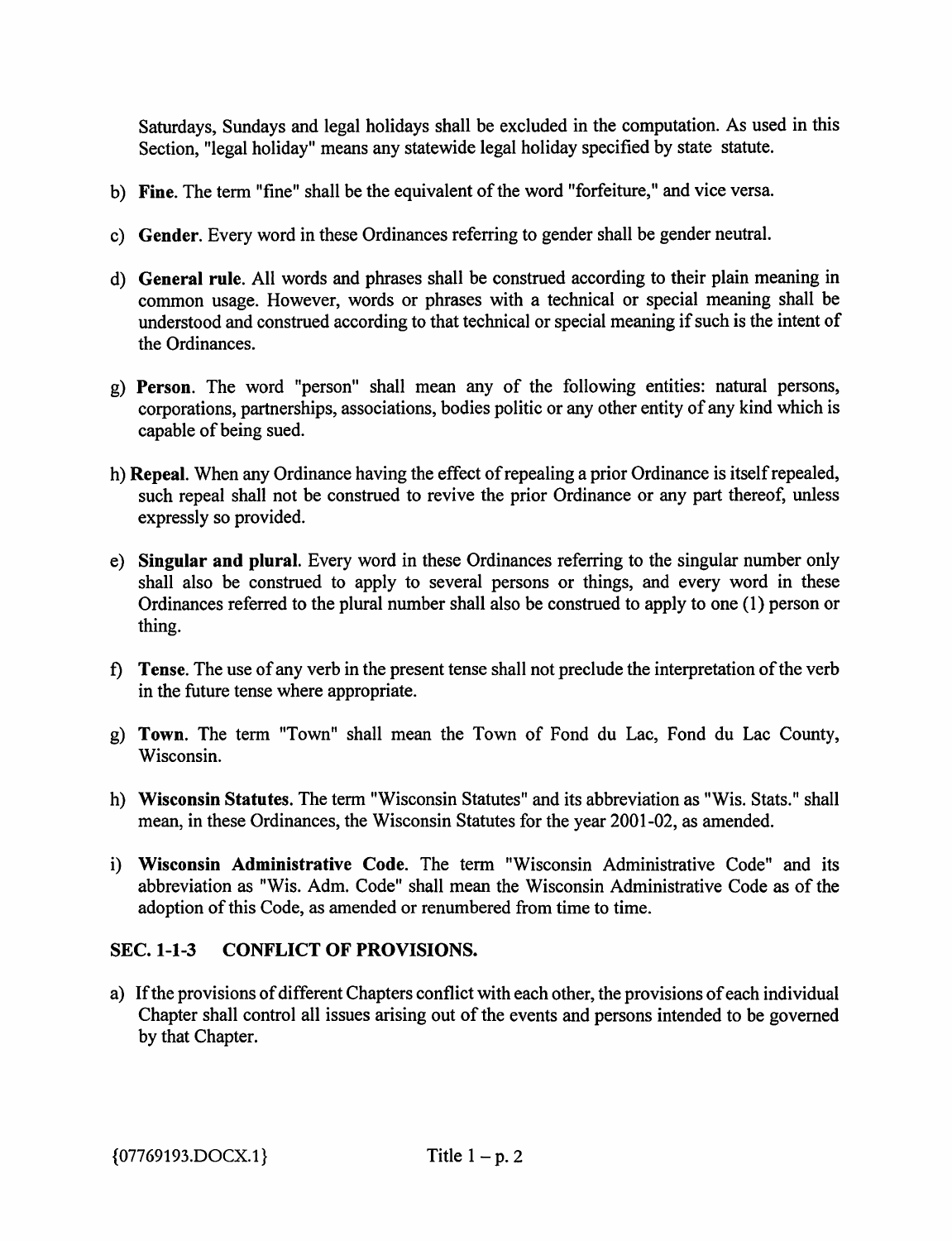Saturdays, Sundays and legal holidays shall be excluded in the computation. As used in this Section, "legal holiday" means any statewide legal holiday specified by state statute.

b) **Fine**. The term "fine" shall be the equivalent of the word "forfeiture," and vice versa.

c) **Gender**. Every word in these Ordinances referring to gender shall be gender neutral.

d) **General rule**. All words and phrases shall be construed according to their plain meaning in common usage. However, words or phrases with a technical or special meaning shall be understood and construed according to that technical or special meaning if such is the intent of the Ordinances.

g) **Person**. The word "person" shall mean any of the following entities: natural persons, corporations, partnerships, associations, bodies politic or any other entity of any kind which is capable of being sued.

h) **Repeal**. When any Ordinance having the effect of repealing a prior Ordinance is itself repealed, such repeal shall not be construed to revive the prior Ordinance or any part thereof, unless expressly so provided.

e) **Singular and plural**. Every word in these Ordinances referring to the singular number only shall also be construed to apply to several persons or things, and every word in these Ordinances referred to the plural number shall also be construed to apply to one (1) person or thing.

f) **Tense**. The use of any verb in the present tense shall not preclude the interpretation of the verb in the future tense where appropriate.

g) **Town**. The term "Town" shall mean the Town of Fond du Lac, Fond du Lac County, Wisconsin.

h) **Wisconsin Statutes**. The term "Wisconsin Statutes" and its abbreviation as "Wis. Stats." shall mean, in these Ordinances, the Wisconsin Statutes for the year 2001-02, as amended.

i) **Wisconsin Administrative Code**. The term "Wisconsin Administrative Code" and its abbreviation as "Wis. Adm. Code" shall mean the Wisconsin Administrative Code as of the adoption of this Code, as amended or renumbered from time to time.

## SEC. 1-1-3 CONFLICT OF PROVISIONS.

a) If the provisions of different Chapters conflict with each other, the provisions of each individual Chapter shall control all issues arising out of the events and persons intended to be governed by that Chapter.

{07769193.DOCX.1}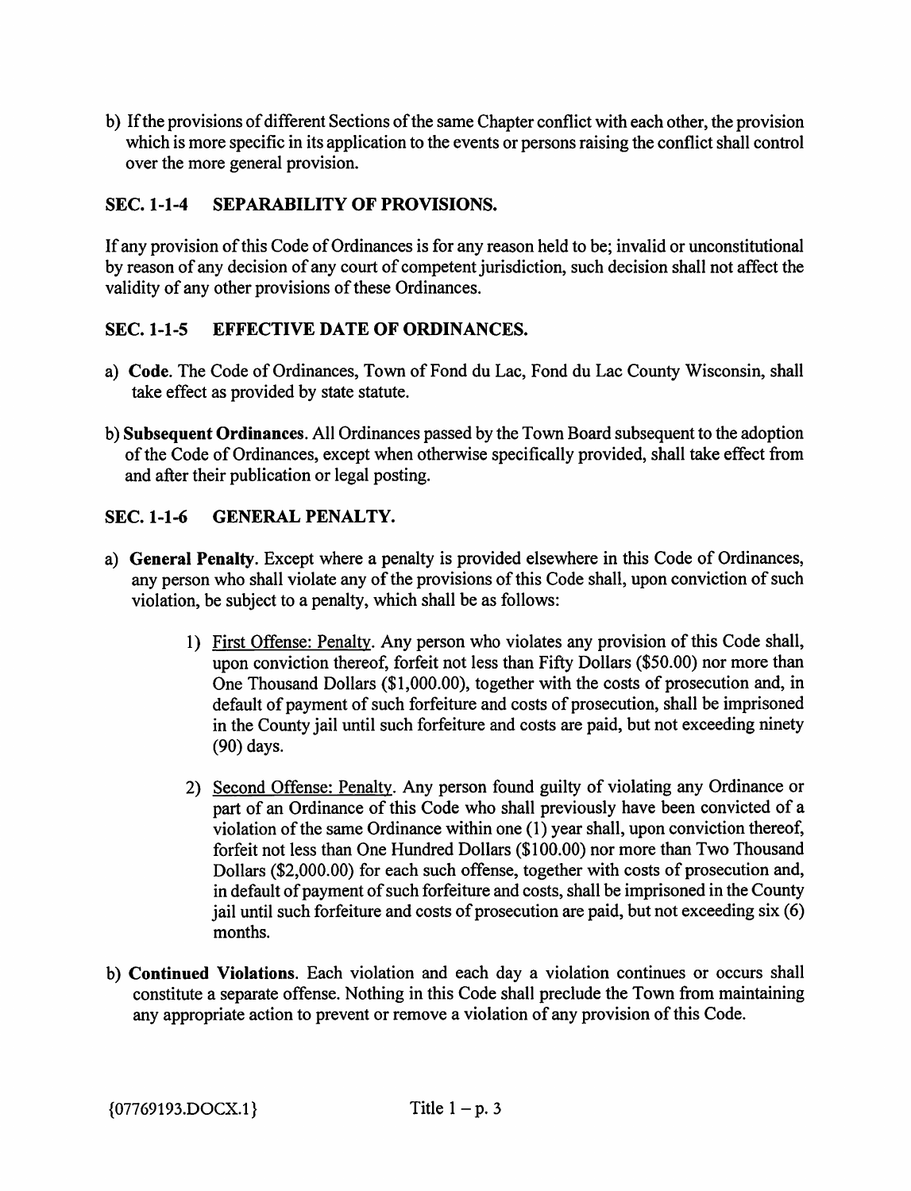b) If the provisions of different Sections of the same Chapter conflict with each other, the provision which is more specific in its application to the events or persons raising the conflict shall control over the more general provision.

## SEC. 1-1-4 SEPARABILITY OF PROVISIONS.

If any provision of this Code of Ordinances is for any reason held to be; invalid or unconstitutional by reason of any decision of any court of competent jurisdiction, such decision shall not affect the validity of any other provisions of these Ordinances.

## SEC. 1-1-5 EFFECTIVE DATE OF ORDINANCES.

a) **Code**. The Code of Ordinances, Town of Fond du Lac, Fond du Lac County Wisconsin, shall take effect as provided by state statute.

b) **Subsequent Ordinances**. All Ordinances passed by the Town Board subsequent to the adoption of the Code of Ordinances, except when otherwise specifically provided, shall take effect from and after their publication or legal posting.

## SEC. 1-1-6 GENERAL PENALTY.

a) **General Penalty**. Except where a penalty is provided elsewhere in this Code of Ordinances, any person who shall violate any of the provisions of this Code shall, upon conviction of such violation, be subject to a penalty, which shall be as follows:

   1) First Offense: Penalty. Any person who violates any provision of this Code shall, upon conviction thereof, forfeit not less than Fifty Dollars ($50.00) nor more than One Thousand Dollars ($1,000.00), together with the costs of prosecution and, in default of payment of such forfeiture and costs of prosecution, shall be imprisoned in the County jail until such forfeiture and costs are paid, but not exceeding ninety (90) days.

   2) Second Offense: Penalty. Any person found guilty of violating any Ordinance or part of an Ordinance of this Code who shall previously have been convicted of a violation of the same Ordinance within one (1) year shall, upon conviction thereof, forfeit not less than One Hundred Dollars ($100.00) nor more than Two Thousand Dollars ($2,000.00) for each such offense, together with costs of prosecution and, in default of payment of such forfeiture and costs, shall be imprisoned in the County jail until such forfeiture and costs of prosecution are paid, but not exceeding six (6) months.

b) **Continued Violations**. Each violation and each day a violation continues or occurs shall constitute a separate offense. Nothing in this Code shall preclude the Town from maintaining any appropriate action to prevent or remove a violation of any provision of this Code.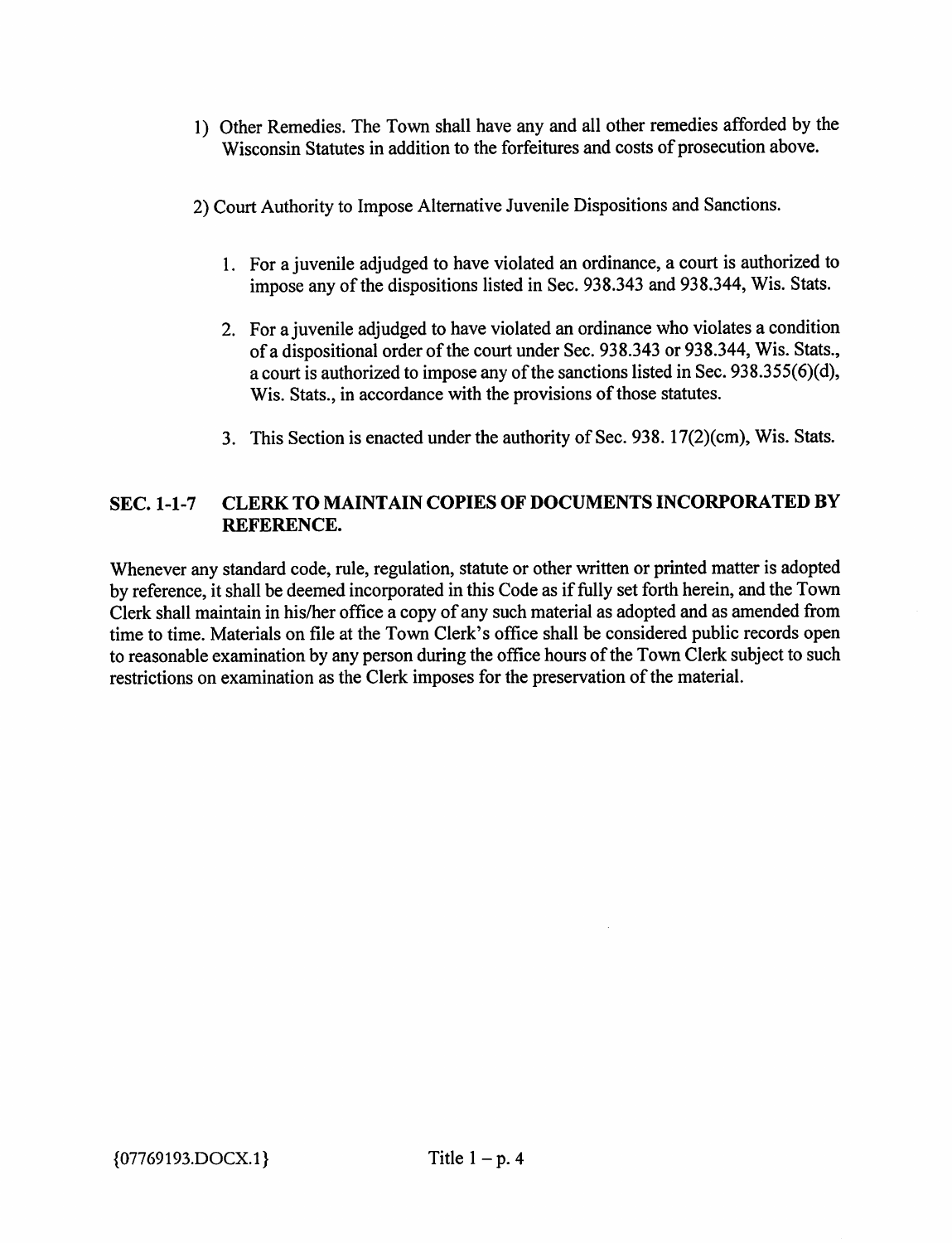1) Other Remedies. The Town shall have any and all other remedies afforded by the Wisconsin Statutes in addition to the forfeitures and costs of prosecution above.

2) Court Authority to Impose Alternative Juvenile Dispositions and Sanctions.

   1. For a juvenile adjudged to have violated an ordinance, a court is authorized to impose any of the dispositions listed in Sec. 938.343 and 938.344, Wis. Stats.

   2. For a juvenile adjudged to have violated an ordinance who violates a condition of a dispositional order of the court under Sec. 938.343 or 938.344, Wis. Stats., a court is authorized to impose any of the sanctions listed in Sec. 938.355(6)(d), Wis. Stats., in accordance with the provisions of those statutes.

   3. This Section is enacted under the authority of Sec. 938. 17(2)(cm), Wis. Stats.

## SEC. 1-1-7 CLERK TO MAINTAIN COPIES OF DOCUMENTS INCORPORATED BY REFERENCE.

Whenever any standard code, rule, regulation, statute or other written or printed matter is adopted by reference, it shall be deemed incorporated in this Code as if fully set forth herein, and the Town Clerk shall maintain in his/her office a copy of any such material as adopted and as amended from time to time. Materials on file at the Town Clerk's office shall be considered public records open to reasonable examination by any person during the office hours of the Town Clerk subject to such restrictions on examination as the Clerk imposes for the preservation of the material.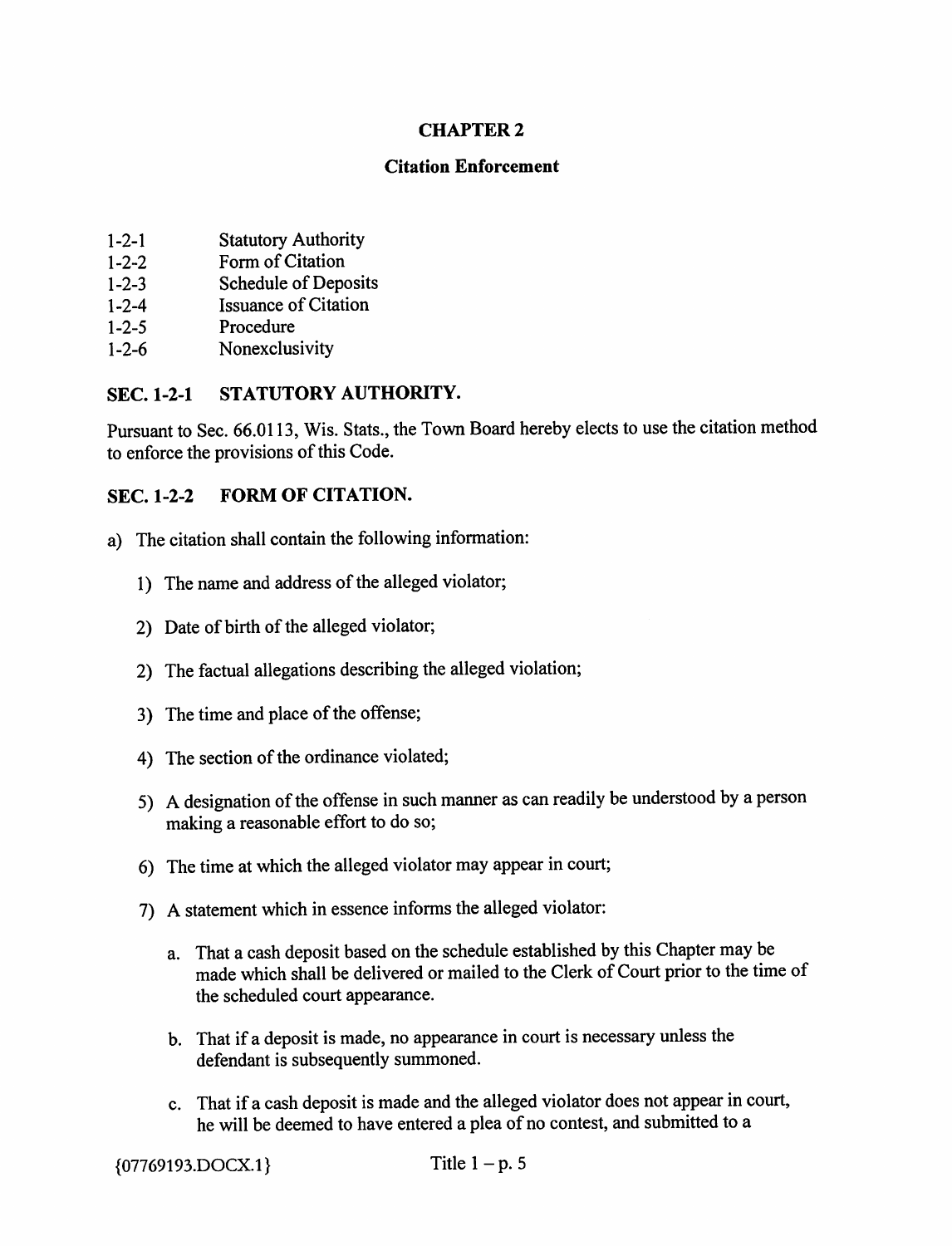## CHAPTER 2

### Citation Enforcement

1-2-1 Statutory Authority
1-2-2 Form of Citation
1-2-3 Schedule of Deposits
1-2-4 Issuance of Citation
1-2-5 Procedure
1-2-6 Nonexclusivity

### SEC. 1-2-1 STATUTORY AUTHORITY.

Pursuant to Sec. 66.0113, Wis. Stats., the Town Board hereby elects to use the citation method to enforce the provisions of this Code.

### SEC. 1-2-2 FORM OF CITATION.

a) The citation shall contain the following information:

1) The name and address of the alleged violator;

2) Date of birth of the alleged violator;

2) The factual allegations describing the alleged violation;

3) The time and place of the offense;

4) The section of the ordinance violated;

5) A designation of the offense in such manner as can readily be understood by a person making a reasonable effort to do so;

6) The time at which the alleged violator may appear in court;

7) A statement which in essence informs the alleged violator:

a. That a cash deposit based on the schedule established by this Chapter may be made which shall be delivered or mailed to the Clerk of Court prior to the time of the scheduled court appearance.

b. That if a deposit is made, no appearance in court is necessary unless the defendant is subsequently summoned.

c. That if a cash deposit is made and the alleged violator does not appear in court, he will be deemed to have entered a plea of no contest, and submitted to a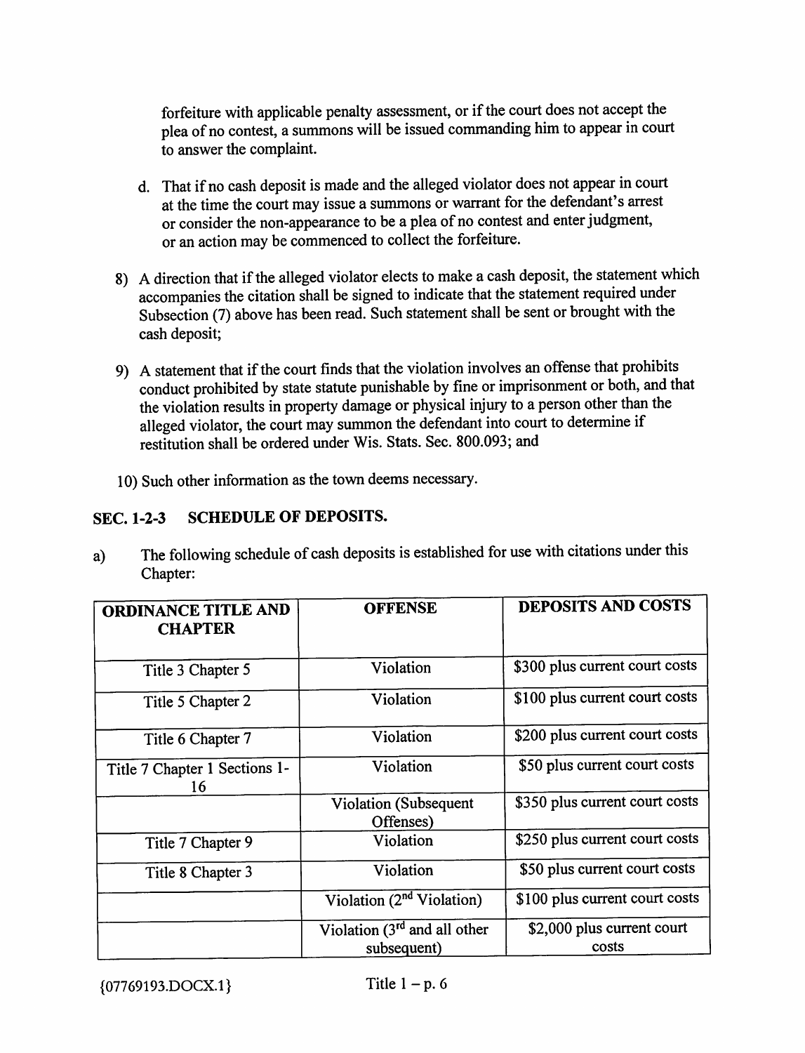forfeiture with applicable penalty assessment, or if the court does not accept the plea of no contest, a summons will be issued commanding him to appear in court to answer the complaint.

d. That if no cash deposit is made and the alleged violator does not appear in court at the time the court may issue a summons or warrant for the defendant's arrest or consider the non-appearance to be a plea of no contest and enter judgment, or an action may be commenced to collect the forfeiture.

8) A direction that if the alleged violator elects to make a cash deposit, the statement which accompanies the citation shall be signed to indicate that the statement required under Subsection (7) above has been read. Such statement shall be sent or brought with the cash deposit;

9) A statement that if the court finds that the violation involves an offense that prohibits conduct prohibited by state statute punishable by fine or imprisonment or both, and that the violation results in property damage or physical injury to a person other than the alleged violator, the court may summon the defendant into court to determine if restitution shall be ordered under Wis. Stats. Sec. 800.093; and

10) Such other information as the town deems necessary.

## SEC. 1-2-3 SCHEDULE OF DEPOSITS.

a) The following schedule of cash deposits is established for use with citations under this Chapter:

| ORDINANCE TITLE AND CHAPTER | OFFENSE | DEPOSITS AND COSTS |
|---|---|---|
| Title 3 Chapter 5 | Violation | $300 plus current court costs |
| Title 5 Chapter 2 | Violation | $100 plus current court costs |
| Title 6 Chapter 7 | Violation | $200 plus current court costs |
| Title 7 Chapter 1 Sections 1-16 | Violation | $50 plus current court costs |
| | Violation (Subsequent Offenses) | $350 plus current court costs |
| Title 7 Chapter 9 | Violation | $250 plus current court costs |
| Title 8 Chapter 3 | Violation | $50 plus current court costs |
| | Violation (2nd Violation) | $100 plus current court costs |
| | Violation (3rd and all other subsequent) | $2,000 plus current court costs |

{07769193.DOCX.1}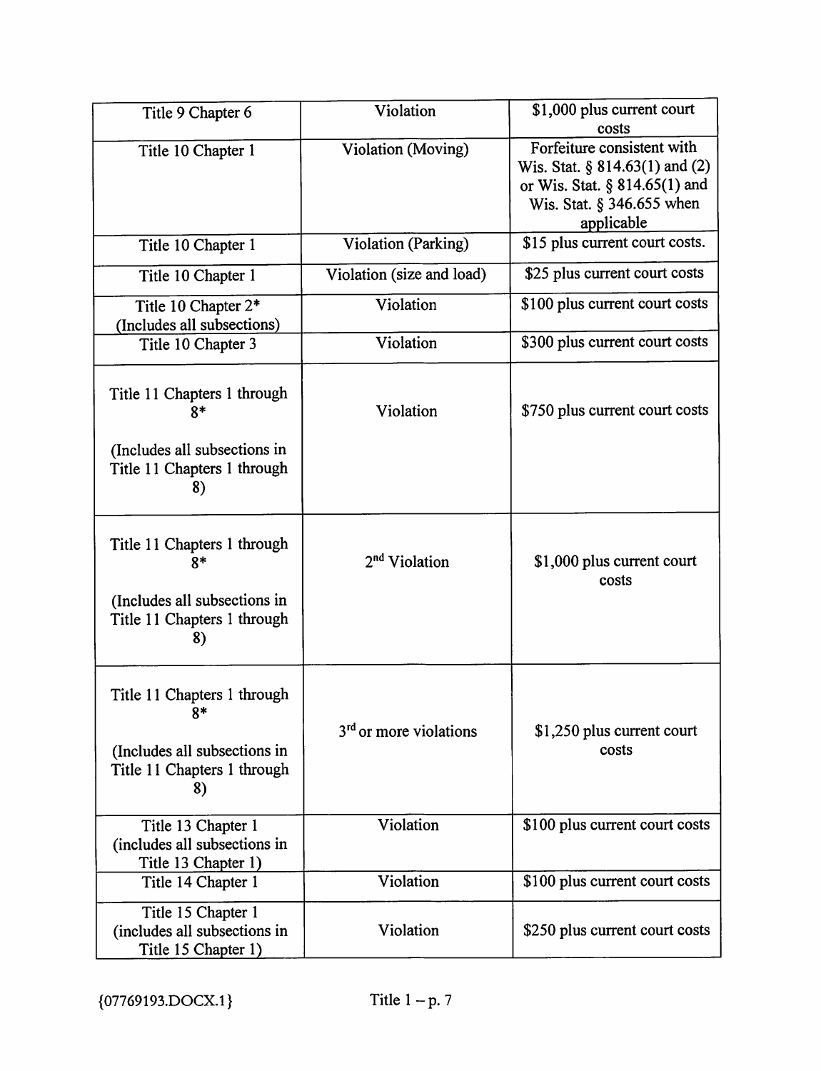| Title 9 Chapter 6 | Violation | $1,000 plus current court costs |
|---|---|---|
| Title 10 Chapter 1 | Violation (Moving) | Forfeiture consistent with Wis. Stat. § 814.63(1) and (2) or Wis. Stat. § 814.65(1) and Wis. Stat. § 346.655 when applicable |
| Title 10 Chapter 1 | Violation (Parking) | $15 plus current court costs. |
| Title 10 Chapter 1 | Violation (size and load) | $25 plus current court costs |
| Title 10 Chapter 2* (Includes all subsections) | Violation | $100 plus current court costs |
| Title 10 Chapter 3 | Violation | $300 plus current court costs |
| Title 11 Chapters 1 through 8* (Includes all subsections in Title 11 Chapters 1 through 8) | Violation | $750 plus current court costs |
| Title 11 Chapters 1 through 8* (Includes all subsections in Title 11 Chapters 1 through 8) | 2nd Violation | $1,000 plus current court costs |
| Title 11 Chapters 1 through 8* (Includes all subsections in Title 11 Chapters 1 through 8) | 3rd or more violations | $1,250 plus current court costs |
| Title 13 Chapter 1 (includes all subsections in Title 13 Chapter 1) | Violation | $100 plus current court costs |
| Title 14 Chapter 1 | Violation | $100 plus current court costs |
| Title 15 Chapter 1 (includes all subsections in Title 15 Chapter 1) | Violation | $250 plus current court costs |

{07769193.DOCX.1}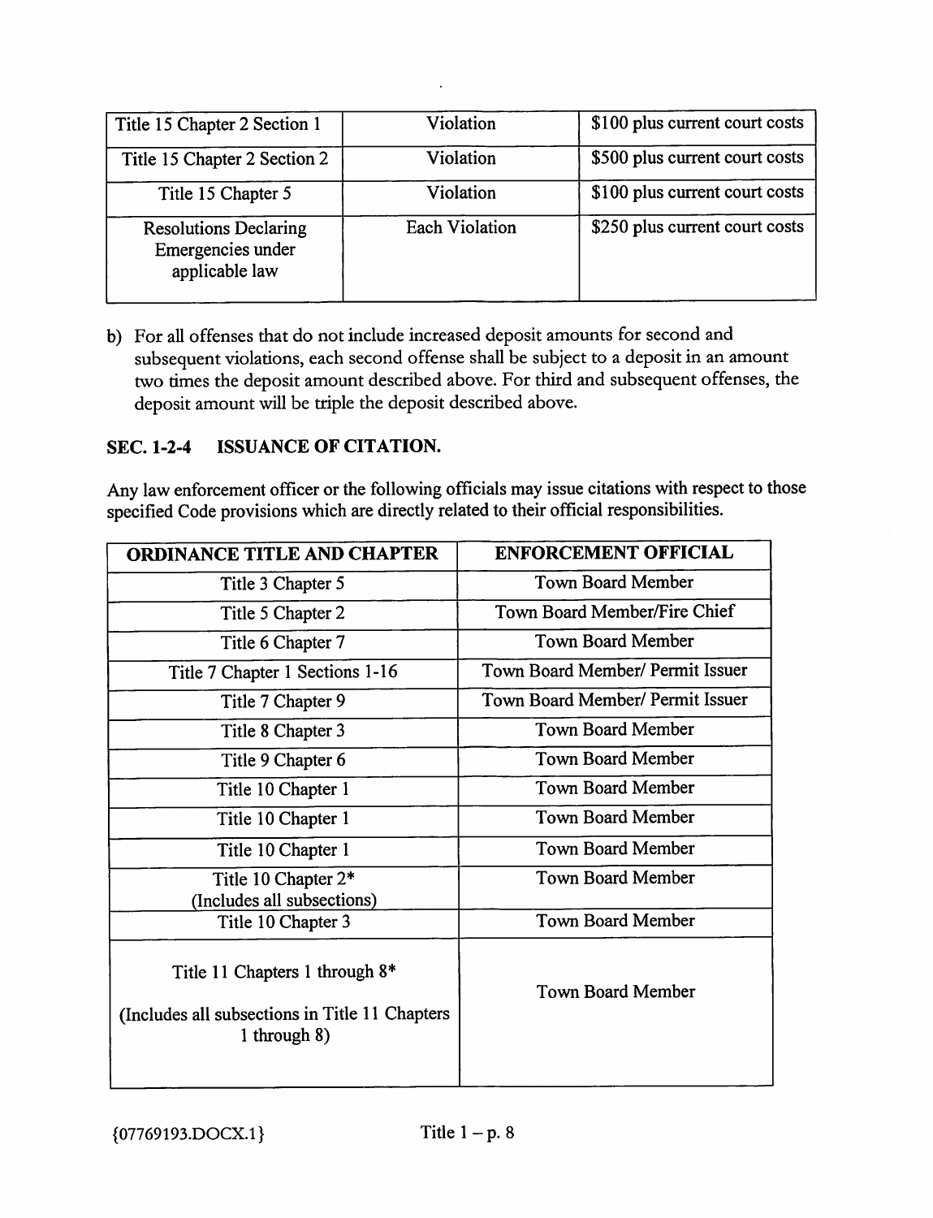| Title 15 Chapter 2 Section 1 | Violation | $100 plus current court costs |
|---|---|---|
| Title 15 Chapter 2 Section 2 | Violation | $500 plus current court costs |
| Title 15 Chapter 5 | Violation | $100 plus current court costs |
| Resolutions Declaring Emergencies under applicable law | Each Violation | $250 plus current court costs |

b) For all offenses that do not include increased deposit amounts for second and subsequent violations, each second offense shall be subject to a deposit in an amount two times the deposit amount described above. For third and subsequent offenses, the deposit amount will be triple the deposit described above.

### SEC. 1-2-4 ISSUANCE OF CITATION.

Any law enforcement officer or the following officials may issue citations with respect to those specified Code provisions which are directly related to their official responsibilities.

| ORDINANCE TITLE AND CHAPTER | ENFORCEMENT OFFICIAL |
|---|---|
| Title 3 Chapter 5 | Town Board Member |
| Title 5 Chapter 2 | Town Board Member/Fire Chief |
| Title 6 Chapter 7 | Town Board Member |
| Title 7 Chapter 1 Sections 1-16 | Town Board Member/ Permit Issuer |
| Title 7 Chapter 9 | Town Board Member/ Permit Issuer |
| Title 8 Chapter 3 | Town Board Member |
| Title 9 Chapter 6 | Town Board Member |
| Title 10 Chapter 1 | Town Board Member |
| Title 10 Chapter 1 | Town Board Member |
| Title 10 Chapter 1 | Town Board Member |
| Title 10 Chapter 2* (Includes all subsections) | Town Board Member |
| Title 10 Chapter 3 | Town Board Member |
| Title 11 Chapters 1 through 8* (Includes all subsections in Title 11 Chapters 1 through 8) | Town Board Member |

{07769193.DOCX.1}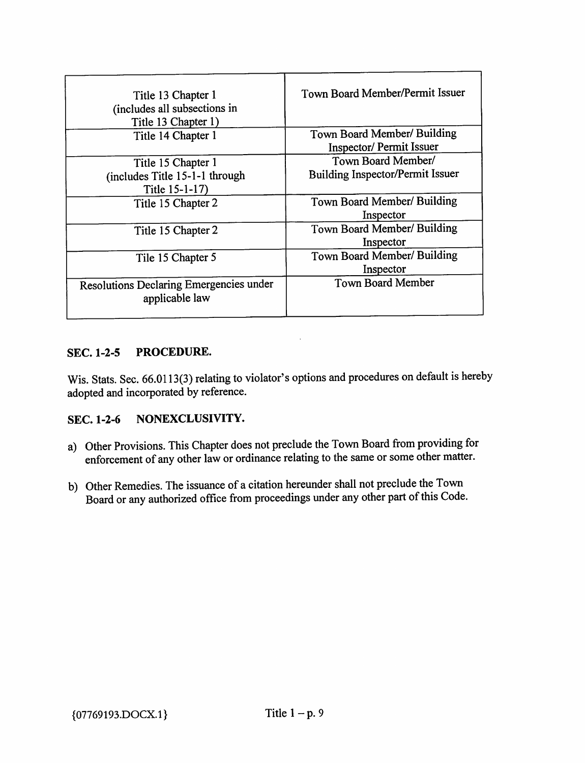| | |
|---|---|
| Title 13 Chapter 1 (includes all subsections in Title 13 Chapter 1) | Town Board Member/Permit Issuer |
| Title 14 Chapter 1 | Town Board Member/ Building Inspector/ Permit Issuer |
| Title 15 Chapter 1 (includes Title 15-1-1 through Title 15-1-17) | Town Board Member/ Building Inspector/Permit Issuer |
| Title 15 Chapter 2 | Town Board Member/ Building Inspector |
| Title 15 Chapter 2 | Town Board Member/ Building Inspector |
| Tile 15 Chapter 5 | Town Board Member/ Building Inspector |
| Resolutions Declaring Emergencies under applicable law | Town Board Member |

### SEC. 1-2-5 PROCEDURE.

Wis. Stats. Sec. 66.0113(3) relating to violator's options and procedures on default is hereby adopted and incorporated by reference.

### SEC. 1-2-6 NONEXCLUSIVITY.

a) Other Provisions. This Chapter does not preclude the Town Board from providing for enforcement of any other law or ordinance relating to the same or some other matter.

b) Other Remedies. The issuance of a citation hereunder shall not preclude the Town Board or any authorized office from proceedings under any other part of this Code.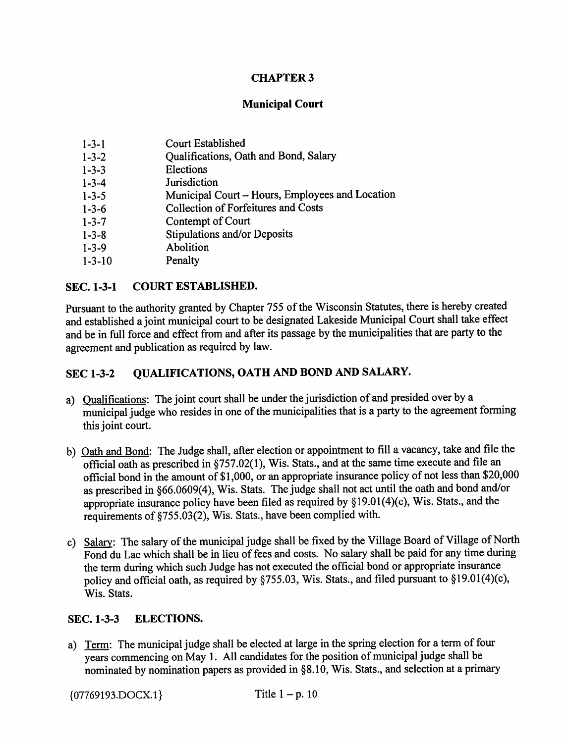# CHAPTER 3

## Municipal Court

| | |
|---|---|
| 1-3-1 | Court Established |
| 1-3-2 | Qualifications, Oath and Bond, Salary |
| 1-3-3 | Elections |
| 1-3-4 | Jurisdiction |
| 1-3-5 | Municipal Court – Hours, Employees and Location |
| 1-3-6 | Collection of Forfeitures and Costs |
| 1-3-7 | Contempt of Court |
| 1-3-8 | Stipulations and/or Deposits |
| 1-3-9 | Abolition |
| 1-3-10 | Penalty |

### SEC. 1-3-1 COURT ESTABLISHED.

Pursuant to the authority granted by Chapter 755 of the Wisconsin Statutes, there is hereby created and established a joint municipal court to be designated Lakeside Municipal Court shall take effect and be in full force and effect from and after its passage by the municipalities that are party to the agreement and publication as required by law.

### SEC 1-3-2 QUALIFICATIONS, OATH AND BOND AND SALARY.

a) Qualifications: The joint court shall be under the jurisdiction of and presided over by a municipal judge who resides in one of the municipalities that is a party to the agreement forming this joint court.

b) Oath and Bond: The Judge shall, after election or appointment to fill a vacancy, take and file the official oath as prescribed in §757.02(1), Wis. Stats., and at the same time execute and file an official bond in the amount of $1,000, or an appropriate insurance policy of not less than $20,000 as prescribed in §66.0609(4), Wis. Stats. The judge shall not act until the oath and bond and/or appropriate insurance policy have been filed as required by §19.01(4)(c), Wis. Stats., and the requirements of §755.03(2), Wis. Stats., have been complied with.

c) Salary: The salary of the municipal judge shall be fixed by the Village Board of Village of North Fond du Lac which shall be in lieu of fees and costs. No salary shall be paid for any time during the term during which such Judge has not executed the official bond or appropriate insurance policy and official oath, as required by §755.03, Wis. Stats., and filed pursuant to §19.01(4)(c), Wis. Stats.

### SEC. 1-3-3 ELECTIONS.

a) Term: The municipal judge shall be elected at large in the spring election for a term of four years commencing on May 1. All candidates for the position of municipal judge shall be nominated by nomination papers as provided in §8.10, Wis. Stats., and selection at a primary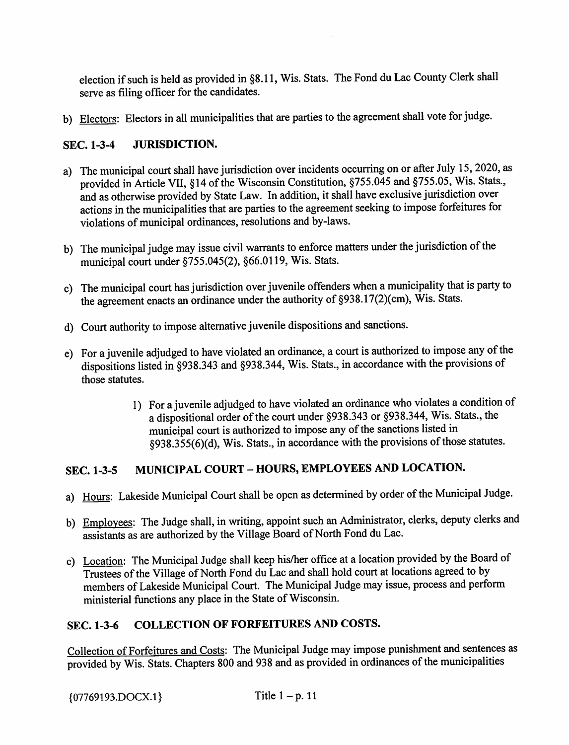election if such is held as provided in §8.11, Wis. Stats. The Fond du Lac County Clerk shall serve as filing officer for the candidates.

b) Electors: Electors in all municipalities that are parties to the agreement shall vote for judge.

## SEC. 1-3-4 JURISDICTION.

a) The municipal court shall have jurisdiction over incidents occurring on or after July 15, 2020, as provided in Article VII, §14 of the Wisconsin Constitution, §755.045 and §755.05, Wis. Stats., and as otherwise provided by State Law. In addition, it shall have exclusive jurisdiction over actions in the municipalities that are parties to the agreement seeking to impose forfeitures for violations of municipal ordinances, resolutions and by-laws.

b) The municipal judge may issue civil warrants to enforce matters under the jurisdiction of the municipal court under §755.045(2), §66.0119, Wis. Stats.

c) The municipal court has jurisdiction over juvenile offenders when a municipality that is party to the agreement enacts an ordinance under the authority of §938.17(2)(cm), Wis. Stats.

d) Court authority to impose alternative juvenile dispositions and sanctions.

e) For a juvenile adjudged to have violated an ordinance, a court is authorized to impose any of the dispositions listed in §938.343 and §938.344, Wis. Stats., in accordance with the provisions of those statutes.

    1) For a juvenile adjudged to have violated an ordinance who violates a condition of a dispositional order of the court under §938.343 or §938.344, Wis. Stats., the municipal court is authorized to impose any of the sanctions listed in §938.355(6)(d), Wis. Stats., in accordance with the provisions of those statutes.

## SEC. 1-3-5 MUNICIPAL COURT – HOURS, EMPLOYEES AND LOCATION.

a) Hours: Lakeside Municipal Court shall be open as determined by order of the Municipal Judge.

b) Employees: The Judge shall, in writing, appoint such an Administrator, clerks, deputy clerks and assistants as are authorized by the Village Board of North Fond du Lac.

c) Location: The Municipal Judge shall keep his/her office at a location provided by the Board of Trustees of the Village of North Fond du Lac and shall hold court at locations agreed to by members of Lakeside Municipal Court. The Municipal Judge may issue, process and perform ministerial functions any place in the State of Wisconsin.

## SEC. 1-3-6 COLLECTION OF FORFEITURES AND COSTS.

Collection of Forfeitures and Costs: The Municipal Judge may impose punishment and sentences as provided by Wis. Stats. Chapters 800 and 938 and as provided in ordinances of the municipalities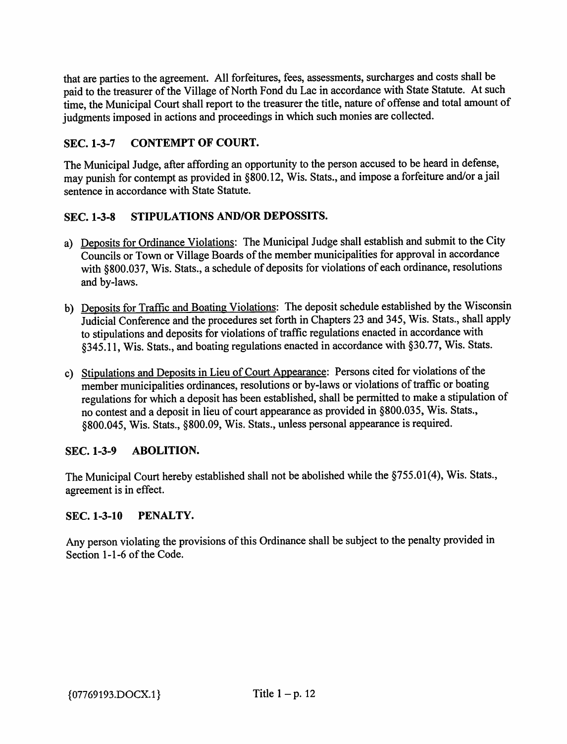that are parties to the agreement. All forfeitures, fees, assessments, surcharges and costs shall be paid to the treasurer of the Village of North Fond du Lac in accordance with State Statute. At such time, the Municipal Court shall report to the treasurer the title, nature of offense and total amount of judgments imposed in actions and proceedings in which such monies are collected.

### SEC. 1-3-7 CONTEMPT OF COURT.

The Municipal Judge, after affording an opportunity to the person accused to be heard in defense, may punish for contempt as provided in §800.12, Wis. Stats., and impose a forfeiture and/or a jail sentence in accordance with State Statute.

### SEC. 1-3-8 STIPULATIONS AND/OR DEPOSSITS.

a) Deposits for Ordinance Violations: The Municipal Judge shall establish and submit to the City Councils or Town or Village Boards of the member municipalities for approval in accordance with §800.037, Wis. Stats., a schedule of deposits for violations of each ordinance, resolutions and by-laws.

b) Deposits for Traffic and Boating Violations: The deposit schedule established by the Wisconsin Judicial Conference and the procedures set forth in Chapters 23 and 345, Wis. Stats., shall apply to stipulations and deposits for violations of traffic regulations enacted in accordance with §345.11, Wis. Stats., and boating regulations enacted in accordance with §30.77, Wis. Stats.

c) Stipulations and Deposits in Lieu of Court Appearance: Persons cited for violations of the member municipalities ordinances, resolutions or by-laws or violations of traffic or boating regulations for which a deposit has been established, shall be permitted to make a stipulation of no contest and a deposit in lieu of court appearance as provided in §800.035, Wis. Stats., §800.045, Wis. Stats., §800.09, Wis. Stats., unless personal appearance is required.

### SEC. 1-3-9 ABOLITION.

The Municipal Court hereby established shall not be abolished while the §755.01(4), Wis. Stats., agreement is in effect.

### SEC. 1-3-10 PENALTY.

Any person violating the provisions of this Ordinance shall be subject to the penalty provided in Section 1-1-6 of the Code.

{07769193.DOCX.1}